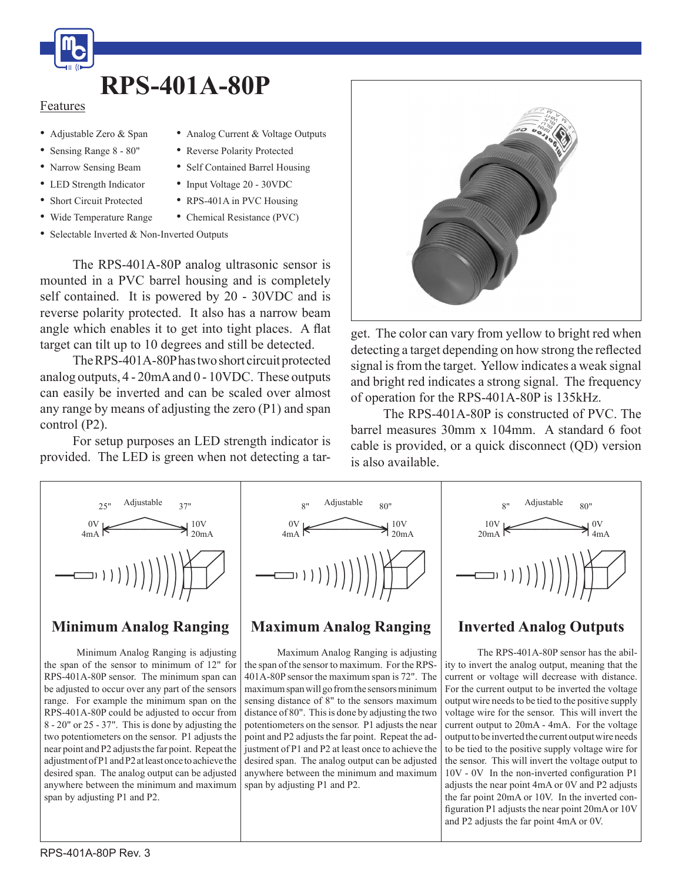# RPS-401A-80P

## Features

- Adjustable Zero & Span
- Sensing Range 8 - 80"
- Narrow Sensing Beam
- LED Strength Indicator
- Short Circuit Protected
- Wide Temperature Range
- Analog Current & Voltage Outputs
- Reverse Polarity Protected
- Self Contained Barrel Housing
- Input Voltage 20 - 30VDC
- RPS-401A in PVC Housing
- Chemical Resistance (PVC)
- Selectable Inverted & Non-Inverted Outputs

The RPS-401A-80P analog ultrasonic sensor is mounted in a PVC barrel housing and is completely self contained. It is powered by 20 - 30VDC and is reverse polarity protected. It also has a narrow beam angle which enables it to get into tight places. A flat target can tilt up to 10 degrees and still be detected.

The RPS-401A-80P has two short circuit protected analog outputs, 4 - 20mA and 0 - 10VDC. These outputs can easily be inverted and can be scaled over almost any range by means of adjusting the zero (P1) and span control (P2).

For setup purposes an LED strength indicator is provided. The LED is green when not detecting a target. The color can vary from yellow to bright red when detecting a target depending on how strong the reflected signal is from the target. Yellow indicates a weak signal and bright red indicates a strong signal. The frequency of operation for the RPS-401A-80P is 135kHz.

The RPS-401A-80P is constructed of PVC. The barrel measures 30mm x 104mm. A standard 6 foot cable is provided, or a quick disconnect (QD) version is also available.

25" Adjustable 37"
0V 4mA — 10V 20mA

### Minimum Analog Ranging

Minimum Analog Ranging is adjusting the span of the sensor to minimum of 12" for RPS-401A-80P sensor. The minimum span can be adjusted to occur over any part of the sensors range. For example the minimum span on the RPS-401A-80P could be adjusted to occur from 8 - 20" or 25 - 37". This is done by adjusting the two potentiometers on the sensor. P1 adjusts the near point and P2 adjusts the far point. Repeat the adjustment of P1 and P2 at least once to achieve the desired span. The analog output can be adjusted anywhere between the minimum and maximum span by adjusting P1 and P2.

8" Adjustable 80"
0V 4mA — 10V 20mA

### Maximum Analog Ranging

Maximum Analog Ranging is adjusting the span of the sensor to maximum. For the RPS-401A-80P sensor the maximum span is 72". The maximum span will go from the sensors minimum sensing distance of 8" to the sensors maximum distance of 80". This is done by adjusting the two potentiometers on the sensor. P1 adjusts the near point and P2 adjusts the far point. Repeat the adjustment of P1 and P2 at least once to achieve the desired span. The analog output can be adjusted anywhere between the minimum and maximum span by adjusting P1 and P2.

8" Adjustable 80"
10V 20mA — 0V 4mA

### Inverted Analog Outputs

The RPS-401A-80P sensor has the ability to invert the analog output, meaning that the current or voltage will decrease with distance. For the current output to be inverted the voltage output wire needs to be tied to the positive supply voltage wire for the sensor. This will invert the current output to 20mA - 4mA. For the voltage output to be inverted the current output wire needs to be tied to the positive supply voltage wire for the sensor. This will invert the voltage output to 10V - 0V In the non-inverted configuration P1 adjusts the near point 4mA or 0V and P2 adjusts the far point 20mA or 10V. In the inverted configuration P1 adjusts the near point 20mA or 10V and P2 adjusts the far point 4mA or 0V.

RPS-401A-80P Rev. 3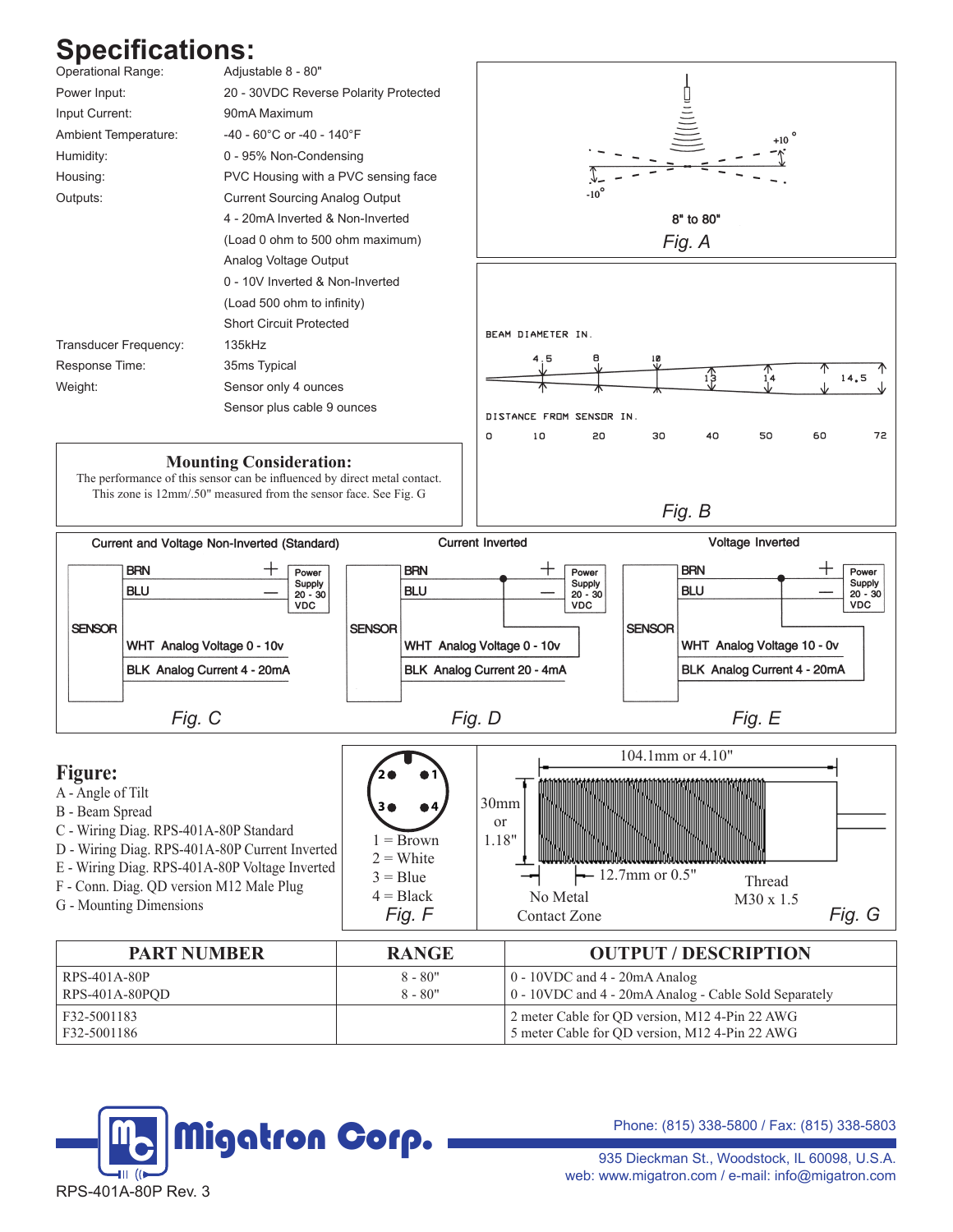# Specifications:

| | |
|---|---|
| Operational Range: | Adjustable 8 - 80" |
| Power Input: | 20 - 30VDC Reverse Polarity Protected |
| Input Current: | 90mA Maximum |
| Ambient Temperature: | -40 - 60°C or -40 - 140°F |
| Humidity: | 0 - 95% Non-Condensing |
| Housing: | PVC Housing with a PVC sensing face |
| Outputs: | Current Sourcing Analog Output |
| | 4 - 20mA Inverted & Non-Inverted |
| | (Load 0 ohm to 500 ohm maximum) |
| | Analog Voltage Output |
| | 0 - 10V Inverted & Non-Inverted |
| | (Load 500 ohm to infinity) |
| | Short Circuit Protected |
| Transducer Frequency: | 135kHz |
| Response Time: | 35ms Typical |
| Weight: | Sensor only 4 ounces |
| | Sensor plus cable 9 ounces |

+10°
-10°
8" to 80"

*Fig. A*

BEAM DIAMETER IN.
4.5 8 10 13 14 14.5
DISTANCE FROM SENSOR IN.
0 10 20 30 40 50 60 72

*Fig. B*

**Mounting Consideration:**
The performance of this sensor can be influenced by direct metal contact. This zone is 12mm/.50" measured from the sensor face. See Fig. G

Current and Voltage Non-Inverted (Standard)
SENSOR
BRN + Power Supply 20 - 30 VDC
BLU —
WHT Analog Voltage 0 - 10v
BLK Analog Current 4 - 20mA

*Fig. C*

Current Inverted
SENSOR
BRN + Power Supply 20 - 30 VDC
BLU —
WHT Analog Voltage 0 - 10v
BLK Analog Current 20 - 4mA

*Fig. D*

Voltage Inverted
SENSOR
BRN + Power Supply 20 - 30 VDC
BLU —
WHT Analog Voltage 10 - 0v
BLK Analog Current 4 - 20mA

*Fig. E*

**Figure:**
A - Angle of Tilt
B - Beam Spread
C - Wiring Diag. RPS-401A-80P Standard
D - Wiring Diag. RPS-401A-80P Current Inverted
E - Wiring Diag. RPS-401A-80P Voltage Inverted
F - Conn. Diag. QD version M12 Male Plug
G - Mounting Dimensions

1 = Brown
2 = White
3 = Blue
4 = Black

*Fig. F*

104.1mm or 4.10"
30mm or 1.18"
12.7mm or 0.5"
No Metal Contact Zone
Thread M30 x 1.5

*Fig. G*

| PART NUMBER | RANGE | OUTPUT / DESCRIPTION |
|---|---|---|
| RPS-401A-80P<br>RPS-401A-80PQD | 8 - 80"<br>8 - 80" | 0 - 10VDC and 4 - 20mA Analog<br>0 - 10VDC and 4 - 20mA Analog - Cable Sold Separately |
| F32-5001183<br>F32-5001186 | | 2 meter Cable for QD version, M12 4-Pin 22 AWG<br>5 meter Cable for QD version, M12 4-Pin 22 AWG |

Migatron Corp.

Phone: (815) 338-5800 / Fax: (815) 338-5803
935 Dieckman St., Woodstock, IL 60098, U.S.A.
web: www.migatron.com / e-mail: info@migatron.com

RPS-401A-80P Rev. 3